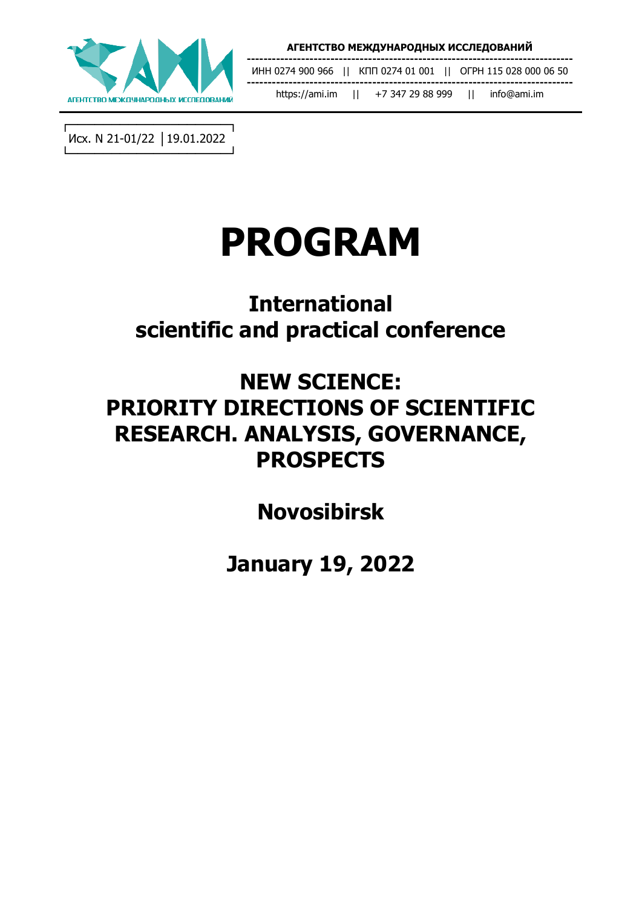АГЕНТСТВО МЕЖДУНАРОДНЫХ ИССЛЕДОВАНИЙ

ИНН 0274 900 966 || КПП 0274 01 001 || ОГРН 115 028 000 06 50

https://ami.im || +7 347 29 88 999 || info@ami.im

Исх. N 21-01/22 | 19.01.2022

# PROGRAM

## International scientific and practical conference

## NEW SCIENCE: PRIORITY DIRECTIONS OF SCIENTIFIC RESEARCH. ANALYSIS, GOVERNANCE, PROSPECTS

## Novosibirsk

## January 19, 2022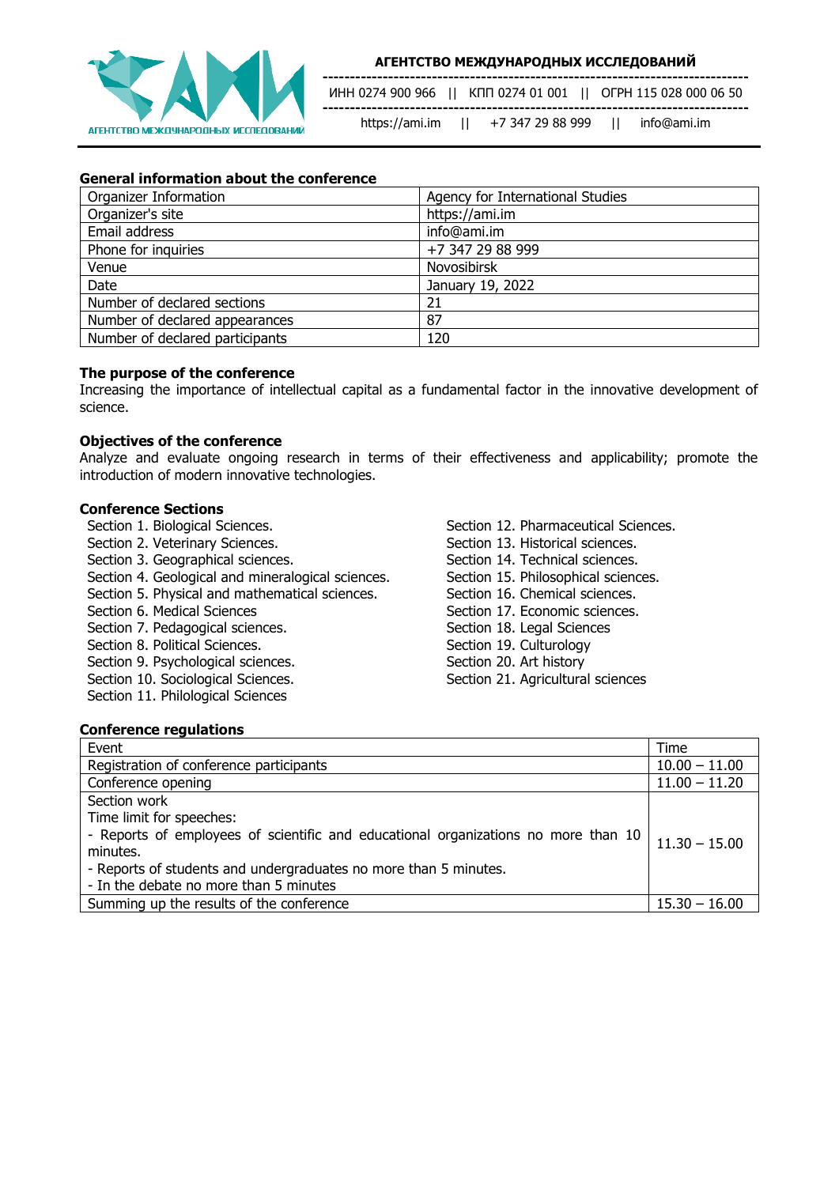**АГЕНТСТВО МЕЖДУНАРОДНЫХ ИССЛЕДОВАНИЙ**

ИНН 0274 900 966 || КПП 0274 01 001 || ОГРН 115 028 000 06 50

https://ami.im || +7 347 29 88 999 || info@ami.im

### General information about the conference

| | |
|---|---|
| Organizer Information | Agency for International Studies |
| Organizer's site | https://ami.im |
| Email address | info@ami.im |
| Phone for inquiries | +7 347 29 88 999 |
| Venue | Novosibirsk |
| Date | January 19, 2022 |
| Number of declared sections | 21 |
| Number of declared appearances | 87 |
| Number of declared participants | 120 |

### The purpose of the conference

Increasing the importance of intellectual capital as a fundamental factor in the innovative development of science.

### Objectives of the conference

Analyze and evaluate ongoing research in terms of their effectiveness and applicability; promote the introduction of modern innovative technologies.

### Conference Sections

Section 1. Biological Sciences.
Section 2. Veterinary Sciences.
Section 3. Geographical sciences.
Section 4. Geological and mineralogical sciences.
Section 5. Physical and mathematical sciences.
Section 6. Medical Sciences
Section 7. Pedagogical sciences.
Section 8. Political Sciences.
Section 9. Psychological sciences.
Section 10. Sociological Sciences.
Section 11. Philological Sciences
Section 12. Pharmaceutical Sciences.
Section 13. Historical sciences.
Section 14. Technical sciences.
Section 15. Philosophical sciences.
Section 16. Chemical sciences.
Section 17. Economic sciences.
Section 18. Legal Sciences
Section 19. Culturology
Section 20. Art history
Section 21. Agricultural sciences

### Conference regulations

| Event | Time |
|---|---|
| Registration of conference participants | 10.00 – 11.00 |
| Conference opening | 11.00 – 11.20 |
| Section work<br>Time limit for speeches:<br>- Reports of employees of scientific and educational organizations no more than 10 minutes.<br>- Reports of students and undergraduates no more than 5 minutes.<br>- In the debate no more than 5 minutes | 11.30 – 15.00 |
| Summing up the results of the conference | 15.30 – 16.00 |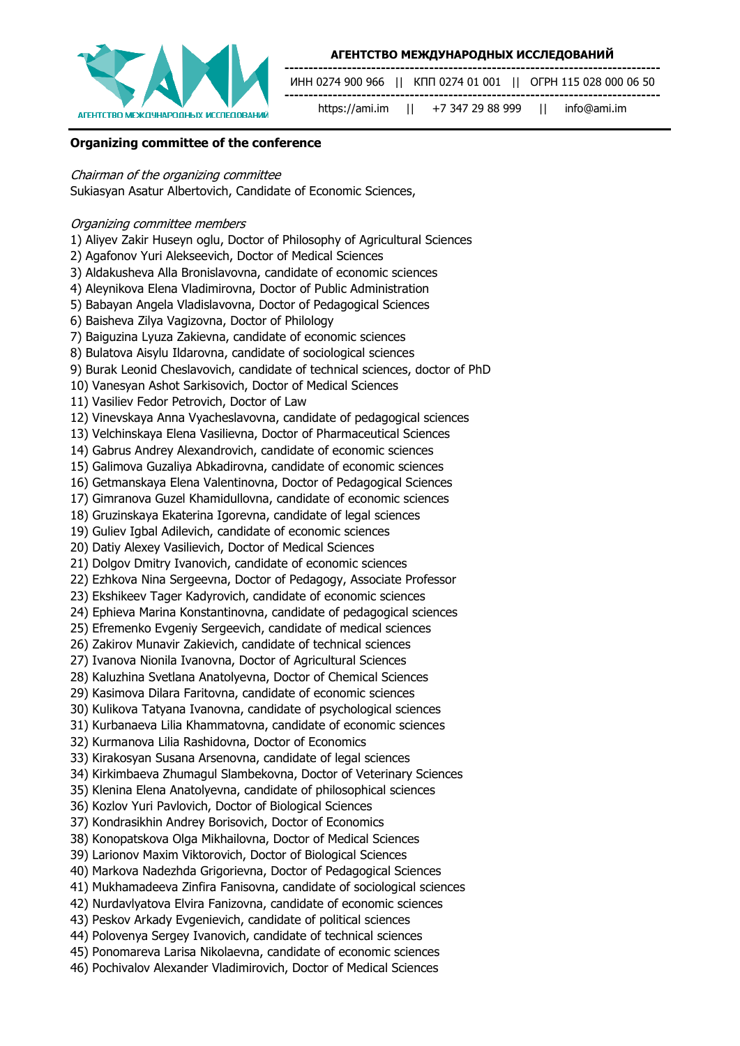**Organizing committee of the conference**

*Chairman of the organizing committee*
Sukiasyan Asatur Albertovich, Candidate of Economic Sciences,

*Organizing committee members*
1) Aliyev Zakir Huseyn oglu, Doctor of Philosophy of Agricultural Sciences
2) Agafonov Yuri Alekseevich, Doctor of Medical Sciences
3) Aldakusheva Alla Bronislavovna, candidate of economic sciences
4) Aleynikova Elena Vladimirovna, Doctor of Public Administration
5) Babayan Angela Vladislavovna, Doctor of Pedagogical Sciences
6) Baisheva Zilya Vagizovna, Doctor of Philology
7) Baiguzina Lyuza Zakievna, candidate of economic sciences
8) Bulatova Aisylu Ildarovna, candidate of sociological sciences
9) Burak Leonid Cheslavovich, candidate of technical sciences, doctor of PhD
10) Vanesyan Ashot Sarkisovich, Doctor of Medical Sciences
11) Vasiliev Fedor Petrovich, Doctor of Law
12) Vinevskaya Anna Vyacheslavovna, candidate of pedagogical sciences
13) Velchinskaya Elena Vasilievna, Doctor of Pharmaceutical Sciences
14) Gabrus Andrey Alexandrovich, candidate of economic sciences
15) Galimova Guzaliya Abkadirovna, candidate of economic sciences
16) Getmanskaya Elena Valentinovna, Doctor of Pedagogical Sciences
17) Gimranova Guzel Khamidullovna, candidate of economic sciences
18) Gruzinskaya Ekaterina Igorevna, candidate of legal sciences
19) Guliev Igbal Adilevich, candidate of economic sciences
20) Datiy Alexey Vasilievich, Doctor of Medical Sciences
21) Dolgov Dmitry Ivanovich, candidate of economic sciences
22) Ezhkova Nina Sergeevna, Doctor of Pedagogy, Associate Professor
23) Ekshikeev Tager Kadyrovich, candidate of economic sciences
24) Ephieva Marina Konstantinovna, candidate of pedagogical sciences
25) Efremenko Evgeniy Sergeevich, candidate of medical sciences
26) Zakirov Munavir Zakievich, candidate of technical sciences
27) Ivanova Nionila Ivanovna, Doctor of Agricultural Sciences
28) Kaluzhina Svetlana Anatolyevna, Doctor of Chemical Sciences
29) Kasimova Dilara Faritovna, candidate of economic sciences
30) Kulikova Tatyana Ivanovna, candidate of psychological sciences
31) Kurbanaeva Lilia Khammatovna, candidate of economic sciences
32) Kurmanova Lilia Rashidovna, Doctor of Economics
33) Kirakosyan Susana Arsenovna, candidate of legal sciences
34) Kirkimbaeva Zhumagul Slambekovna, Doctor of Veterinary Sciences
35) Klenina Elena Anatolyevna, candidate of philosophical sciences
36) Kozlov Yuri Pavlovich, Doctor of Biological Sciences
37) Kondrasikhin Andrey Borisovich, Doctor of Economics
38) Konopatskova Olga Mikhailovna, Doctor of Medical Sciences
39) Larionov Maxim Viktorovich, Doctor of Biological Sciences
40) Markova Nadezhda Grigorievna, Doctor of Pedagogical Sciences
41) Mukhamadeeva Zinfira Fanisovna, candidate of sociological sciences
42) Nurdavlyatova Elvira Fanizovna, candidate of economic sciences
43) Peskov Arkady Evgenievich, candidate of political sciences
44) Polovenya Sergey Ivanovich, candidate of technical sciences
45) Ponomareva Larisa Nikolaevna, candidate of economic sciences
46) Pochivalov Alexander Vladimirovich, Doctor of Medical Sciences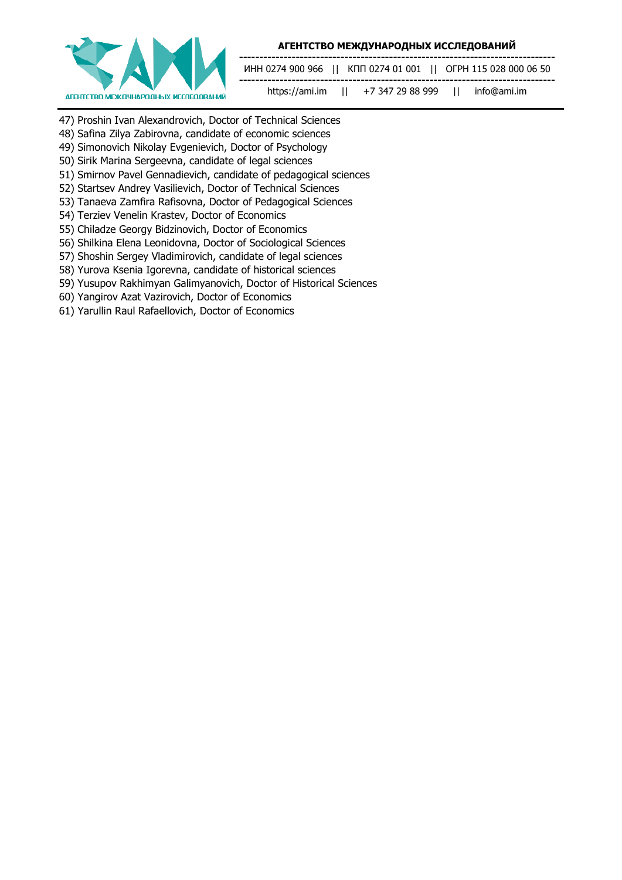47) Proshin Ivan Alexandrovich, Doctor of Technical Sciences
48) Safina Zilya Zabirovna, candidate of economic sciences
49) Simonovich Nikolay Evgenievich, Doctor of Psychology
50) Sirik Marina Sergeevna, candidate of legal sciences
51) Smirnov Pavel Gennadievich, candidate of pedagogical sciences
52) Startsev Andrey Vasilievich, Doctor of Technical Sciences
53) Tanaeva Zamfira Rafisovna, Doctor of Pedagogical Sciences
54) Terziev Venelin Krastev, Doctor of Economics
55) Chiladze Georgy Bidzinovich, Doctor of Economics
56) Shilkina Elena Leonidovna, Doctor of Sociological Sciences
57) Shoshin Sergey Vladimirovich, candidate of legal sciences
58) Yurova Ksenia Igorevna, candidate of historical sciences
59) Yusupov Rakhimyan Galimyanovich, Doctor of Historical Sciences
60) Yangirov Azat Vazirovich, Doctor of Economics
61) Yarullin Raul Rafaellovich, Doctor of Economics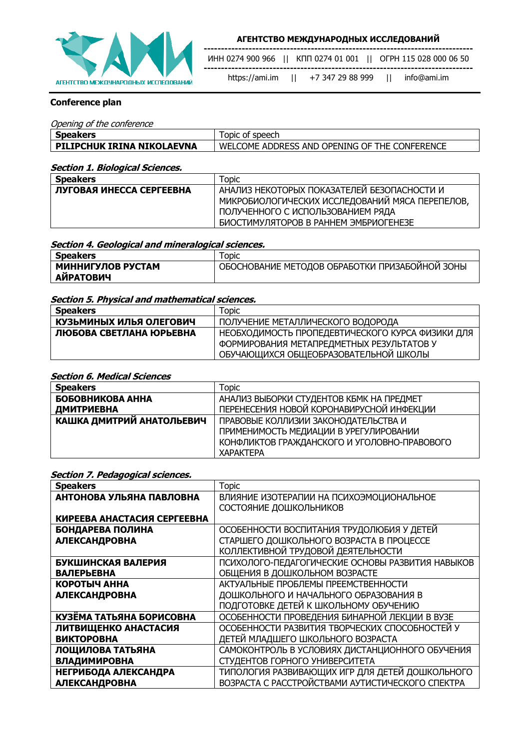**АГЕНТСТВО МЕЖДУНАРОДНЫХ ИССЛЕДОВАНИЙ**

ИНН 0274 900 966 || КПП 0274 01 001 || ОГРН 115 028 000 06 50

https://ami.im || +7 347 29 88 999 || info@ami.im

**Conference plan**

*Opening of the conference*

| **Speakers** | Topic of speech |
|---|---|
| **PILIPCHUK IRINA NIKOLAEVNA** | WELCOME ADDRESS AND OPENING OF THE CONFERENCE |

***Section 1. Biological Sciences.***

| **Speakers** | Topic |
|---|---|
| **ЛУГОВАЯ ИНЕССА СЕРГЕЕВНА** | АНАЛИЗ НЕКОТОРЫХ ПОКАЗАТЕЛЕЙ БЕЗОПАСНОСТИ И МИКРОБИОЛОГИЧЕСКИХ ИССЛЕДОВАНИЙ МЯСА ПЕРЕПЕЛОВ, ПОЛУЧЕННОГО С ИСПОЛЬЗОВАНИЕМ РЯДА БИОСТИМУЛЯТОРОВ В РАННЕМ ЭМБРИОГЕНЕЗЕ |

***Section 4. Geological and mineralogical sciences.***

| **Speakers** | Topic |
|---|---|
| **МИННИГУЛОВ РУСТАМ АЙРАТОВИЧ** | ОБОСНОВАНИЕ МЕТОДОВ ОБРАБОТКИ ПРИЗАБОЙНОЙ ЗОНЫ |

***Section 5. Physical and mathematical sciences.***

| **Speakers** | Topic |
|---|---|
| **КУЗЬМИНЫХ ИЛЬЯ ОЛЕГОВИЧ** | ПОЛУЧЕНИЕ МЕТАЛЛИЧЕСКОГО ВОДОРОДА |
| **ЛЮБОВА СВЕТЛАНА ЮРЬЕВНА** | НЕОБХОДИМОСТЬ ПРОПЕДЕВТИЧЕСКОГО КУРСА ФИЗИКИ ДЛЯ ФОРМИРОВАНИЯ МЕТАПРЕДМЕТНЫХ РЕЗУЛЬТАТОВ У ОБУЧАЮЩИХСЯ ОБЩЕОБРАЗОВАТЕЛЬНОЙ ШКОЛЫ |

***Section 6. Medical Sciences***

| **Speakers** | Topic |
|---|---|
| **БОБОВНИКОВА АННА ДМИТРИЕВНА** | АНАЛИЗ ВЫБОРКИ СТУДЕНТОВ КБМК НА ПРЕДМЕТ ПЕРЕНЕСЕНИЯ НОВОЙ КОРОНАВИРУСНОЙ ИНФЕКЦИИ |
| **КАШКА ДМИТРИЙ АНАТОЛЬЕВИЧ** | ПРАВОВЫЕ КОЛЛИЗИИ ЗАКОНОДАТЕЛЬСТВА И ПРИМЕНИМОСТЬ МЕДИАЦИИ В УРЕГУЛИРОВАНИИ КОНФЛИКТОВ ГРАЖДАНСКОГО И УГОЛОВНО-ПРАВОВОГО ХАРАКТЕРА |

***Section 7. Pedagogical sciences.***

| **Speakers** | Topic |
|---|---|
| **АНТОНОВА УЛЬЯНА ПАВЛОВНА** <br> **КИРЕЕВА АНАСТАСИЯ СЕРГЕЕВНА** | ВЛИЯНИЕ ИЗОТЕРАПИИ НА ПСИХОЭМОЦИОНАЛЬНОЕ СОСТОЯНИЕ ДОШКОЛЬНИКОВ |
| **БОНДАРЕВА ПОЛИНА АЛЕКСАНДРОВНА** | ОСОБЕННОСТИ ВОСПИТАНИЯ ТРУДОЛЮБИЯ У ДЕТЕЙ СТАРШЕГО ДОШКОЛЬНОГО ВОЗРАСТА В ПРОЦЕССЕ КОЛЛЕКТИВНОЙ ТРУДОВОЙ ДЕЯТЕЛЬНОСТИ |
| **БУКШИНСКАЯ ВАЛЕРИЯ ВАЛЕРЬЕВНА** | ПСИХОЛОГО-ПЕДАГОГИЧЕСКИЕ ОСНОВЫ РАЗВИТИЯ НАВЫКОВ ОБЩЕНИЯ В ДОШКОЛЬНОМ ВОЗРАСТЕ |
| **КОРОТЫЧ АННА АЛЕКСАНДРОВНА** | АКТУАЛЬНЫЕ ПРОБЛЕМЫ ПРЕЕМСТВЕННОСТИ ДОШКОЛЬНОГО И НАЧАЛЬНОГО ОБРАЗОВАНИЯ В ПОДГОТОВКЕ ДЕТЕЙ К ШКОЛЬНОМУ ОБУЧЕНИЮ |
| **КУЗЁМА ТАТЬЯНА БОРИСОВНА** | ОСОБЕННОСТИ ПРОВЕДЕНИЯ БИНАРНОЙ ЛЕКЦИИ В ВУЗЕ |
| **ЛИТВИЩЕНКО АНАСТАСИЯ ВИКТОРОВНА** | ОСОБЕННОСТИ РАЗВИТИЯ ТВОРЧЕСКИХ СПОСОБНОСТЕЙ У ДЕТЕЙ МЛАДШЕГО ШКОЛЬНОГО ВОЗРАСТА |
| **ЛОЩИЛОВА ТАТЬЯНА ВЛАДИМИРОВНА** | САМОКОНТРОЛЬ В УСЛОВИЯХ ДИСТАНЦИОННОГО ОБУЧЕНИЯ СТУДЕНТОВ ГОРНОГО УНИВЕРСИТЕТА |
| **НЕГРИБОДА АЛЕКСАНДРА АЛЕКСАНДРОВНА** | ТИПОЛОГИЯ РАЗВИВАЮЩИХ ИГР ДЛЯ ДЕТЕЙ ДОШКОЛЬНОГО ВОЗРАСТА С РАССТРОЙСТВАМИ АУТИСТИЧЕСКОГО СПЕКТРА |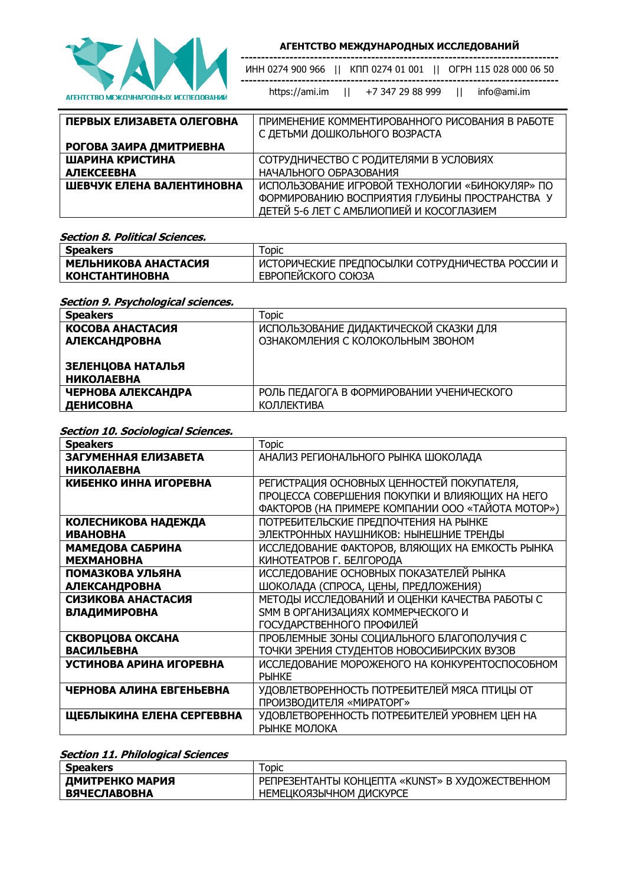| | |
|---|---|
| **ПЕРВЫХ ЕЛИЗАВЕТА ОЛЕГОВНА**<br><br>**РОГОВА ЗАИРА ДМИТРИЕВНА** | ПРИМЕНЕНИЕ КОММЕНТИРОВАННОГО РИСОВАНИЯ В РАБОТЕ С ДЕТЬМИ ДОШКОЛЬНОГО ВОЗРАСТА |
| **ШАРИНА КРИСТИНА АЛЕКСЕЕВНА** | СОТРУДНИЧЕСТВО С РОДИТЕЛЯМИ В УСЛОВИЯХ НАЧАЛЬНОГО ОБРАЗОВАНИЯ |
| **ШЕВЧУК ЕЛЕНА ВАЛЕНТИНОВНА** | ИСПОЛЬЗОВАНИЕ ИГРОВОЙ ТЕХНОЛОГИИ «БИНОКУЛЯР» ПО ФОРМИРОВАНИЮ ВОСПРИЯТИЯ ГЛУБИНЫ ПРОСТРАНСТВА У ДЕТЕЙ 5-6 ЛЕТ С АМБЛИОПИЕЙ И КОСОГЛАЗИЕМ |

***Section 8. Political Sciences.***

| **Speakers** | Topic |
|---|---|
| **МЕЛЬНИКОВА АНАСТАСИЯ КОНСТАНТИНОВНА** | ИСТОРИЧЕСКИЕ ПРЕДПОСЫЛКИ СОТРУДНИЧЕСТВА РОССИИ И ЕВРОПЕЙСКОГО СОЮЗА |

***Section 9. Psychological sciences.***

| **Speakers** | Topic |
|---|---|
| **КОСОВА АНАСТАСИЯ АЛЕКСАНДРОВНА**<br><br>**ЗЕЛЕНЦОВА НАТАЛЬЯ НИКОЛАЕВНА** | ИСПОЛЬЗОВАНИЕ ДИДАКТИЧЕСКОЙ СКАЗКИ ДЛЯ ОЗНАКОМЛЕНИЯ С КОЛОКОЛЬНЫМ ЗВОНОМ |
| **ЧЕРНОВА АЛЕКСАНДРА ДЕНИСОВНА** | РОЛЬ ПЕДАГОГА В ФОРМИРОВАНИИ УЧЕНИЧЕСКОГО КОЛЛЕКТИВА |

***Section 10. Sociological Sciences.***

| **Speakers** | Topic |
|---|---|
| **ЗАГУМЕННАЯ ЕЛИЗАВЕТА НИКОЛАЕВНА** | АНАЛИЗ РЕГИОНАЛЬНОГО РЫНКА ШОКОЛАДА |
| **КИБЕНКО ИННА ИГОРЕВНА** | РЕГИСТРАЦИЯ ОСНОВНЫХ ЦЕННОСТЕЙ ПОКУПАТЕЛЯ, ПРОЦЕССА СОВЕРШЕНИЯ ПОКУПКИ И ВЛИЯЮЩИХ НА НЕГО ФАКТОРОВ (НА ПРИМЕРЕ КОМПАНИИ ООО «ТАЙОТА МОТОР») |
| **КОЛЕСНИКОВА НАДЕЖДА ИВАНОВНА** | ПОТРЕБИТЕЛЬСКИЕ ПРЕДПОЧТЕНИЯ НА РЫНКЕ ЭЛЕКТРОННЫХ НАУШНИКОВ: НЫНЕШНИЕ ТРЕНДЫ |
| **МАМЕДОВА САБРИНА МЕХМАНОВНА** | ИССЛЕДОВАНИЕ ФАКТОРОВ, ВЛЯЮЩИХ НА ЕМКОСТЬ РЫНКА КИНОТЕАТРОВ Г. БЕЛГОРОДА |
| **ПОМАЗКОВА УЛЬЯНА АЛЕКСАНДРОВНА** | ИССЛЕДОВАНИЕ ОСНОВНЫХ ПОКАЗАТЕЛЕЙ РЫНКА ШОКОЛАДА (СПРОСА, ЦЕНЫ, ПРЕДЛОЖЕНИЯ) |
| **СИЗИКОВА АНАСТАСИЯ ВЛАДИМИРОВНА** | МЕТОДЫ ИССЛЕДОВАНИЙ И ОЦЕНКИ КАЧЕСТВА РАБОТЫ С SMM В ОРГАНИЗАЦИЯХ КОММЕРЧЕСКОГО И ГОСУДАРСТВЕННОГО ПРОФИЛЕЙ |
| **СКВОРЦОВА ОКСАНА ВАСИЛЬЕВНА** | ПРОБЛЕМНЫЕ ЗОНЫ СОЦИАЛЬНОГО БЛАГОПОЛУЧИЯ С ТОЧКИ ЗРЕНИЯ СТУДЕНТОВ НОВОСИБИРСКИХ ВУЗОВ |
| **УСТИНОВА АРИНА ИГОРЕВНА** | ИССЛЕДОВАНИЕ МОРОЖЕНОГО НА КОНКУРЕНТОСПОСОБНОМ РЫНКЕ |
| **ЧЕРНОВА АЛИНА ЕВГЕНЬЕВНА** | УДОВЛЕТВОРЕННОСТЬ ПОТРЕБИТЕЛЕЙ МЯСА ПТИЦЫ ОТ ПРОИЗВОДИТЕЛЯ «МИРАТОРГ» |
| **ЩЕБЛЫКИНА ЕЛЕНА СЕРГЕВВНА** | УДОВЛЕТВОРЕННОСТЬ ПОТРЕБИТЕЛЕЙ УРОВНЕМ ЦЕН НА РЫНКЕ МОЛОКА |

***Section 11. Philological Sciences***

| **Speakers** | Topic |
|---|---|
| **ДМИТРЕНКО МАРИЯ ВЯЧЕСЛАВОВНА** | РЕПРЕЗЕНТАНТЫ КОНЦЕПТА «KUNST» В ХУДОЖЕСТВЕННОМ НЕМЕЦКОЯЗЫЧНОМ ДИСКУРСЕ |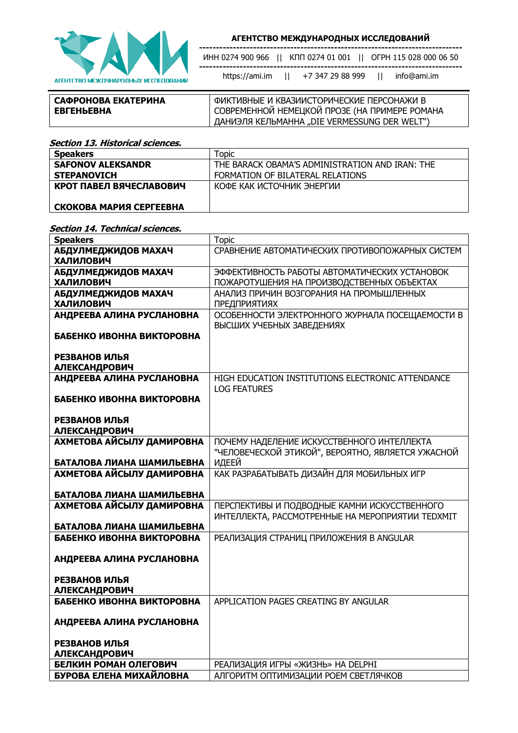| САФРОНОВА ЕКАТЕРИНА ЕВГЕНЬЕВНА | ФИКТИВНЫЕ И КВАЗИИСТОРИЧЕСКИЕ ПЕРСОНАЖИ В СОВРЕМЕННОЙ НЕМЕЦКОЙ ПРОЗЕ (НА ПРИМЕРЕ РОМАНА ДАНИЭЛЯ КЕЛЬМАННА „DIE VERMESSUNG DER WELT") |
|---|---|

***Section 13. Historical sciences.***

| Speakers | Topic |
|---|---|
| **SAFONOV ALEKSANDR STEPANOVICH** | THE BARACK OBAMA'S ADMINISTRATION AND IRAN: THE FORMATION OF BILATERAL RELATIONS |
| **КРОТ ПАВЕЛ ВЯЧЕСЛАВОВИЧ**<br><br>**СКОКОВА МАРИЯ СЕРГЕЕВНА** | КОФЕ КАК ИСТОЧНИК ЭНЕРГИИ |

***Section 14. Technical sciences.***

| Speakers | Topic |
|---|---|
| **АБДУЛМЕДЖИДОВ МАХАЧ ХАЛИЛОВИЧ** | СРАВНЕНИЕ АВТОМАТИЧЕСКИХ ПРОТИВОПОЖАРНЫХ СИСТЕМ |
| **АБДУЛМЕДЖИДОВ МАХАЧ ХАЛИЛОВИЧ** | ЭФФЕКТИВНОСТЬ РАБОТЫ АВТОМАТИЧЕСКИХ УСТАНОВОК ПОЖАРОТУШЕНИЯ НА ПРОИЗВОДСТВЕННЫХ ОБЪЕКТАХ |
| **АБДУЛМЕДЖИДОВ МАХАЧ ХАЛИЛОВИЧ** | АНАЛИЗ ПРИЧИН ВОЗГОРАНИЯ НА ПРОМЫШЛЕННЫХ ПРЕДПРИЯТИЯХ |
| **АНДРЕЕВА АЛИНА РУСЛАНОВНА**<br><br>**БАБЕНКО ИВОННА ВИКТОРОВНА**<br><br>**РЕЗВАНОВ ИЛЬЯ АЛЕКСАНДРОВИЧ** | ОСОБЕННОСТИ ЭЛЕКТРОННОГО ЖУРНАЛА ПОСЕЩАЕМОСТИ В ВЫСШИХ УЧЕБНЫХ ЗАВЕДЕНИЯХ |
| **АНДРЕЕВА АЛИНА РУСЛАНОВНА**<br><br>**БАБЕНКО ИВОННА ВИКТОРОВНА**<br><br>**РЕЗВАНОВ ИЛЬЯ АЛЕКСАНДРОВИЧ** | HIGH EDUCATION INSTITUTIONS ELECTRONIC ATTENDANCE LOG FEATURES |
| **АХМЕТОВА АЙСЫЛУ ДАМИРОВНА**<br><br>**БАТАЛОВА ЛИАНА ШАМИЛЬЕВНА** | ПОЧЕМУ НАДЕЛЕНИЕ ИСКУССТВЕННОГО ИНТЕЛЛЕКТА "ЧЕЛОВЕЧЕСКОЙ ЭТИКОЙ", ВЕРОЯТНО, ЯВЛЯЕТСЯ УЖАСНОЙ ИДЕЕЙ |
| **АХМЕТОВА АЙСЫЛУ ДАМИРОВНА**<br><br>**БАТАЛОВА ЛИАНА ШАМИЛЬЕВНА** | КАК РАЗРАБАТЫВАТЬ ДИЗАЙН ДЛЯ МОБИЛЬНЫХ ИГР |
| **АХМЕТОВА АЙСЫЛУ ДАМИРОВНА**<br><br>**БАТАЛОВА ЛИАНА ШАМИЛЬЕВНА** | ПЕРСПЕКТИВЫ И ПОДВОДНЫЕ КАМНИ ИСКУССТВЕННОГО ИНТЕЛЛЕКТА, РАССМОТРЕННЫЕ НА МЕРОПРИЯТИИ TEDXMIT |
| **БАБЕНКО ИВОННА ВИКТОРОВНА**<br><br>**АНДРЕЕВА АЛИНА РУСЛАНОВНА**<br><br>**РЕЗВАНОВ ИЛЬЯ АЛЕКСАНДРОВИЧ** | РЕАЛИЗАЦИЯ СТРАНИЦ ПРИЛОЖЕНИЯ В ANGULAR |
| **БАБЕНКО ИВОННА ВИКТОРОВНА**<br><br>**АНДРЕЕВА АЛИНА РУСЛАНОВНА**<br><br>**РЕЗВАНОВ ИЛЬЯ АЛЕКСАНДРОВИЧ** | APPLICATION PAGES CREATING BY ANGULAR |
| **БЕЛКИН РОМАН ОЛЕГОВИЧ** | РЕАЛИЗАЦИЯ ИГРЫ «ЖИЗНЬ» НА DELPHI |
| **БУРОВА ЕЛЕНА МИХАЙЛОВНА** | АЛГОРИТМ ОПТИМИЗАЦИИ РОЕМ СВЕТЛЯЧКОВ |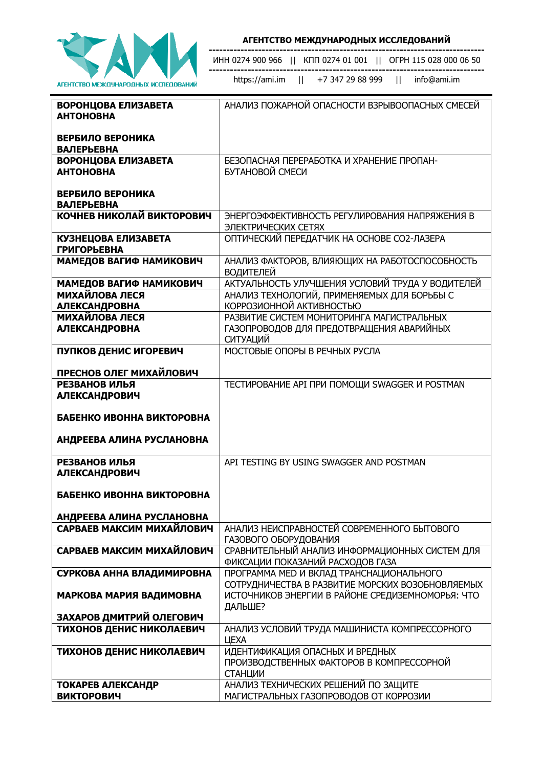| | |
|---|---|
| **ВОРОНЦОВА ЕЛИЗАВЕТА АНТОНОВНА**<br><br>**ВЕРБИЛО ВЕРОНИКА ВАЛЕРЬЕВНА** | АНАЛИЗ ПОЖАРНОЙ ОПАСНОСТИ ВЗРЫВООПАСНЫХ СМЕСЕЙ |
| **ВОРОНЦОВА ЕЛИЗАВЕТА АНТОНОВНА**<br><br>**ВЕРБИЛО ВЕРОНИКА ВАЛЕРЬЕВНА** | БЕЗОПАСНАЯ ПЕРЕРАБОТКА И ХРАНЕНИЕ ПРОПАН-БУТАНОВОЙ СМЕСИ |
| **КОЧНЕВ НИКОЛАЙ ВИКТОРОВИЧ** | ЭНЕРГОЭФФЕКТИВНОСТЬ РЕГУЛИРОВАНИЯ НАПРЯЖЕНИЯ В ЭЛЕКТРИЧЕСКИХ СЕТЯХ |
| **КУЗНЕЦОВА ЕЛИЗАВЕТА ГРИГОРЬЕВНА** | ОПТИЧЕСКИЙ ПЕРЕДАТЧИК НА ОСНОВЕ CO2-ЛАЗЕРА |
| **МАМЕДОВ ВАГИФ НАМИКОВИЧ** | АНАЛИЗ ФАКТОРОВ, ВЛИЯЮЩИХ НА РАБОТОСПОСОБНОСТЬ ВОДИТЕЛЕЙ |
| **МАМЕДОВ ВАГИФ НАМИКОВИЧ** | АКТУАЛЬНОСТЬ УЛУЧШЕНИЯ УСЛОВИЙ ТРУДА У ВОДИТЕЛЕЙ |
| **МИХАЙЛОВА ЛЕСЯ АЛЕКСАНДРОВНА** | АНАЛИЗ ТЕХНОЛОГИЙ, ПРИМЕНЯЕМЫХ ДЛЯ БОРЬБЫ С КОРРОЗИОННОЙ АКТИВНОСТЬЮ |
| **МИХАЙЛОВА ЛЕСЯ АЛЕКСАНДРОВНА** | РАЗВИТИЕ СИСТЕМ МОНИТОРИНГА МАГИСТРАЛЬНЫХ ГАЗОПРОВОДОВ ДЛЯ ПРЕДОТВРАЩЕНИЯ АВАРИЙНЫХ СИТУАЦИЙ |
| **ПУПКОВ ДЕНИС ИГОРЕВИЧ**<br><br>**ПРЕСНОВ ОЛЕГ МИХАЙЛОВИЧ** | МОСТОВЫЕ ОПОРЫ В РЕЧНЫХ РУСЛА |
| **РЕЗВАНОВ ИЛЬЯ АЛЕКСАНДРОВИЧ**<br><br>**БАБЕНКО ИВОННА ВИКТОРОВНА**<br><br>**АНДРЕЕВА АЛИНА РУСЛАНОВНА** | ТЕСТИРОВАНИЕ API ПРИ ПОМОЩИ SWAGGER И POSTMAN |
| **РЕЗВАНОВ ИЛЬЯ АЛЕКСАНДРОВИЧ**<br><br>**БАБЕНКО ИВОННА ВИКТОРОВНА**<br><br>**АНДРЕЕВА АЛИНА РУСЛАНОВНА** | API TESTING BY USING SWAGGER AND POSTMAN |
| **САРВАЕВ МАКСИМ МИХАЙЛОВИЧ** | АНАЛИЗ НЕИСПРАВНОСТЕЙ СОВРЕМЕННОГО БЫТОВОГО ГАЗОВОГО ОБОРУДОВАНИЯ |
| **САРВАЕВ МАКСИМ МИХАЙЛОВИЧ** | СРАВНИТЕЛЬНЫЙ АНАЛИЗ ИНФОРМАЦИОННЫХ СИСТЕМ ДЛЯ ФИКСАЦИИ ПОКАЗАНИЙ РАСХОДОВ ГАЗА |
| **СУРКОВА АННА ВЛАДИМИРОВНА**<br><br>**МАРКОВА МАРИЯ ВАДИМОВНА**<br><br>**ЗАХАРОВ ДМИТРИЙ ОЛЕГОВИЧ** | ПРОГРАММА MED И ВКЛАД ТРАНСНАЦИОНАЛЬНОГО СОТРУДНИЧЕСТВА В РАЗВИТИЕ МОРСКИХ ВОЗОБНОВЛЯЕМЫХ ИСТОЧНИКОВ ЭНЕРГИИ В РАЙОНЕ СРЕДИЗЕМНОМОРЬЯ: ЧТО ДАЛЬШЕ? |
| **ТИХОНОВ ДЕНИС НИКОЛАЕВИЧ** | АНАЛИЗ УСЛОВИЙ ТРУДА МАШИНИСТА КОМПРЕССОРНОГО ЦЕХА |
| **ТИХОНОВ ДЕНИС НИКОЛАЕВИЧ** | ИДЕНТИФИКАЦИЯ ОПАСНЫХ И ВРЕДНЫХ ПРОИЗВОДСТВЕННЫХ ФАКТОРОВ В КОМПРЕССОРНОЙ СТАНЦИИ |
| **ТОКАРЕВ АЛЕКСАНДР ВИКТОРОВИЧ** | АНАЛИЗ ТЕХНИЧЕСКИХ РЕШЕНИЙ ПО ЗАЩИТЕ МАГИСТРАЛЬНЫХ ГАЗОПРОВОДОВ ОТ КОРРОЗИИ |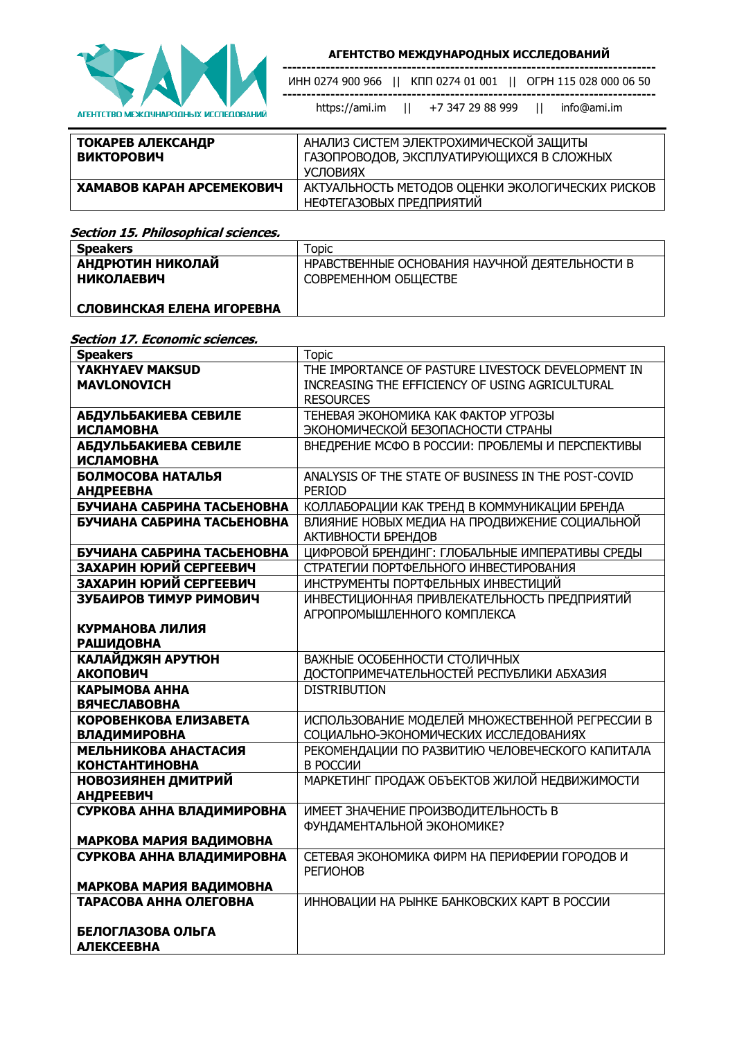| ТОКАРЕВ АЛЕКСАНДР ВИКТОРОВИЧ | АНАЛИЗ СИСТЕМ ЭЛЕКТРОХИМИЧЕСКОЙ ЗАЩИТЫ ГАЗОПРОВОДОВ, ЭКСПЛУАТИРУЮЩИХСЯ В СЛОЖНЫХ УСЛОВИЯХ |
|---|---|
| ХАМАВОВ КАРАН АРСЕМЕКОВИЧ | АКТУАЛЬНОСТЬ МЕТОДОВ ОЦЕНКИ ЭКОЛОГИЧЕСКИХ РИСКОВ НЕФТЕГАЗОВЫХ ПРЕДПРИЯТИЙ |

***Section 15. Philosophical sciences.***

| **Speakers** | Topic |
|---|---|
| **АНДРЮТИН НИКОЛАЙ НИКОЛАЕВИЧ**<br><br>**СЛОВИНСКАЯ ЕЛЕНА ИГОРЕВНА** | НРАВСТВЕННЫЕ ОСНОВАНИЯ НАУЧНОЙ ДЕЯТЕЛЬНОСТИ В СОВРЕМЕННОМ ОБЩЕСТВЕ |

***Section 17. Economic sciences.***

| **Speakers** | Topic |
|---|---|
| **YAKHYAEV MAKSUD MAVLONOVICH** | THE IMPORTANCE OF PASTURE LIVESTOCK DEVELOPMENT IN INCREASING THE EFFICIENCY OF USING AGRICULTURAL RESOURCES |
| **АБДУЛЬБАКИЕВА СЕВИЛЕ ИСЛАМОВНА** | ТЕНЕВАЯ ЭКОНОМИКА КАК ФАКТОР УГРОЗЫ ЭКОНОМИЧЕСКОЙ БЕЗОПАСНОСТИ СТРАНЫ |
| **АБДУЛЬБАКИЕВА СЕВИЛЕ ИСЛАМОВНА** | ВНЕДРЕНИЕ МСФО В РОССИИ: ПРОБЛЕМЫ И ПЕРСПЕКТИВЫ |
| **БОЛМОСОВА НАТАЛЬЯ АНДРЕЕВНА** | ANALYSIS OF THE STATE OF BUSINESS IN THE POST-COVID PERIOD |
| **БУЧИАНА САБРИНА ТАСЬЕНОВНА** | КОЛЛАБОРАЦИИ КАК ТРЕНД В КОММУНИКАЦИИ БРЕНДА |
| **БУЧИАНА САБРИНА ТАСЬЕНОВНА** | ВЛИЯНИЕ НОВЫХ МЕДИА НА ПРОДВИЖЕНИЕ СОЦИАЛЬНОЙ АКТИВНОСТИ БРЕНДОВ |
| **БУЧИАНА САБРИНА ТАСЬЕНОВНА** | ЦИФРОВОЙ БРЕНДИНГ: ГЛОБАЛЬНЫЕ ИМПЕРАТИВЫ СРЕДЫ |
| **ЗАХАРИН ЮРИЙ СЕРГЕЕВИЧ** | СТРАТЕГИИ ПОРТФЕЛЬНОГО ИНВЕСТИРОВАНИЯ |
| **ЗАХАРИН ЮРИЙ СЕРГЕЕВИЧ** | ИНСТРУМЕНТЫ ПОРТФЕЛЬНЫХ ИНВЕСТИЦИЙ |
| **ЗУБАИРОВ ТИМУР РИМОВИЧ**<br><br>**КУРМАНОВА ЛИЛИЯ РАШИДОВНА** | ИНВЕСТИЦИОННАЯ ПРИВЛЕКАТЕЛЬНОСТЬ ПРЕДПРИЯТИЙ АГРОПРОМЫШЛЕННОГО КОМПЛЕКСА |
| **КАЛАЙДЖЯН АРУТЮН АКОПОВИЧ** | ВАЖНЫЕ ОСОБЕННОСТИ СТОЛИЧНЫХ ДОСТОПРИМЕЧАТЕЛЬНОСТЕЙ РЕСПУБЛИКИ АБХАЗИЯ |
| **КАРЫМОВА АННА ВЯЧЕСЛАВОВНА** | DISTRIBUTION |
| **КОРОВЕНКОВА ЕЛИЗАВЕТА ВЛАДИМИРОВНА** | ИСПОЛЬЗОВАНИЕ МОДЕЛЕЙ МНОЖЕСТВЕННОЙ РЕГРЕССИИ В СОЦИАЛЬНО-ЭКОНОМИЧЕСКИХ ИССЛЕДОВАНИЯХ |
| **МЕЛЬНИКОВА АНАСТАСИЯ КОНСТАНТИНОВНА** | РЕКОМЕНДАЦИИ ПО РАЗВИТИЮ ЧЕЛОВЕЧЕСКОГО КАПИТАЛА В РОССИИ |
| **НОВОЗИЯНЕН ДМИТРИЙ АНДРЕЕВИЧ** | МАРКЕТИНГ ПРОДАЖ ОБЪЕКТОВ ЖИЛОЙ НЕДВИЖИМОСТИ |
| **СУРКОВА АННА ВЛАДИМИРОВНА**<br><br>**МАРКОВА МАРИЯ ВАДИМОВНА** | ИМЕЕТ ЗНАЧЕНИЕ ПРОИЗВОДИТЕЛЬНОСТЬ В ФУНДАМЕНТАЛЬНОЙ ЭКОНОМИКЕ? |
| **СУРКОВА АННА ВЛАДИМИРОВНА**<br><br>**МАРКОВА МАРИЯ ВАДИМОВНА** | СЕТЕВАЯ ЭКОНОМИКА ФИРМ НА ПЕРИФЕРИИ ГОРОДОВ И РЕГИОНОВ |
| **ТАРАСОВА АННА ОЛЕГОВНА**<br><br>**БЕЛОГЛАЗОВА ОЛЬГА АЛЕКСЕЕВНА** | ИННОВАЦИИ НА РЫНКЕ БАНКОВСКИХ КАРТ В РОССИИ |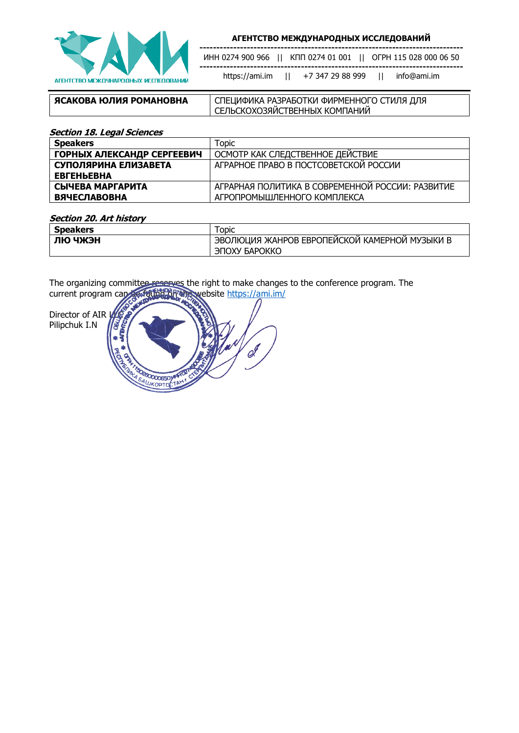| | |
|---|---|
| **ЯСАКОВА ЮЛИЯ РОМАНОВНА** | СПЕЦИФИКА РАЗРАБОТКИ ФИРМЕННОГО СТИЛЯ ДЛЯ СЕЛЬСКОХОЗЯЙСТВЕННЫХ КОМПАНИЙ |

***Section 18. Legal Sciences***

| **Speakers** | Topic |
|---|---|
| **ГОРНЫХ АЛЕКСАНДР СЕРГЕЕВИЧ** | ОСМОТР КАК СЛЕДСТВЕННОЕ ДЕЙСТВИЕ |
| **СУПОЛЯРИНА ЕЛИЗАВЕТА ЕВГЕНЬЕВНА** | АГРАРНОЕ ПРАВО В ПОСТСОВЕТСКОЙ РОССИИ |
| **СЫЧЕВА МАРГАРИТА ВЯЧЕСЛАВОВНА** | АГРАРНАЯ ПОЛИТИКА В СОВРЕМЕННОЙ РОССИИ: РАЗВИТИЕ АГРОПРОМЫШЛЕННОГО КОМПЛЕКСА |

***Section 20. Art history***

| **Speakers** | Topic |
|---|---|
| **ЛЮ ЧЖЭН** | ЭВОЛЮЦИЯ ЖАНРОВ ЕВРОПЕЙСКОЙ КАМЕРНОЙ МУЗЫКИ В ЭПОХУ БАРОККО |

The organizing committee reserves the right to make changes to the conference program. The current program can be found on the website https://ami.im/

Director of AIR LLC
Pilipchuk I.N